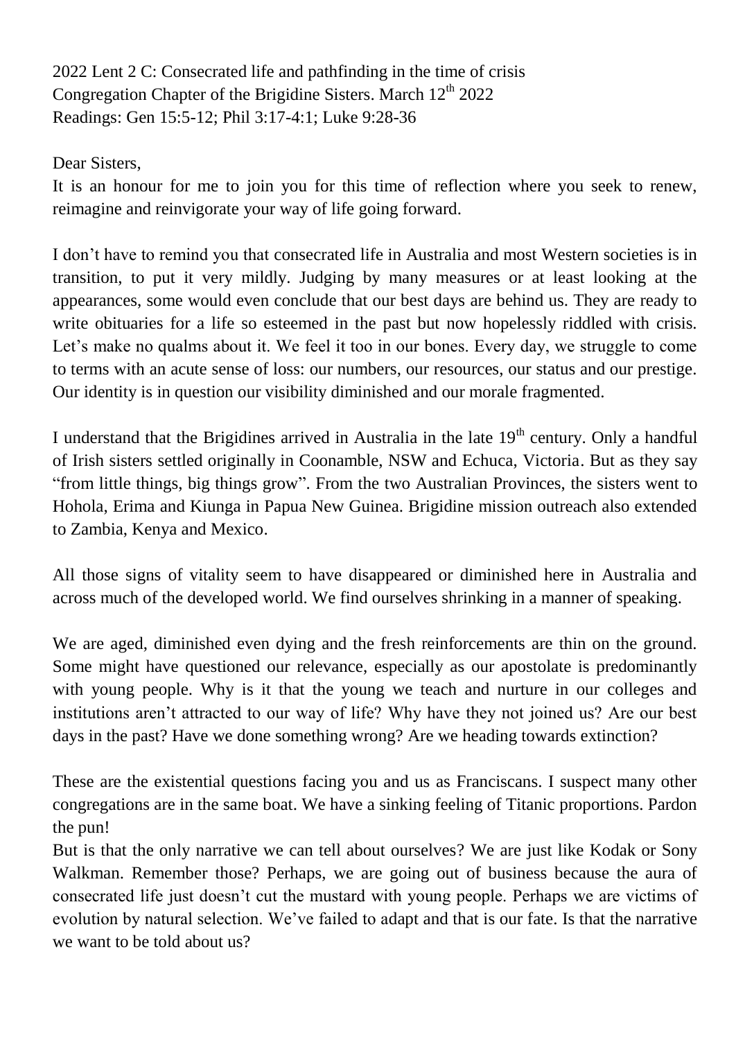2022 Lent 2 C: Consecrated life and pathfinding in the time of crisis
Congregation Chapter of the Brigidine Sisters. March 12th 2022
Readings: Gen 15:5-12; Phil 3:17-4:1; Luke 9:28-36

Dear Sisters,

It is an honour for me to join you for this time of reflection where you seek to renew, reimagine and reinvigorate your way of life going forward.

I don't have to remind you that consecrated life in Australia and most Western societies is in transition, to put it very mildly. Judging by many measures or at least looking at the appearances, some would even conclude that our best days are behind us. They are ready to write obituaries for a life so esteemed in the past but now hopelessly riddled with crisis. Let's make no qualms about it. We feel it too in our bones. Every day, we struggle to come to terms with an acute sense of loss: our numbers, our resources, our status and our prestige. Our identity is in question our visibility diminished and our morale fragmented.

I understand that the Brigidines arrived in Australia in the late 19th century. Only a handful of Irish sisters settled originally in Coonamble, NSW and Echuca, Victoria. But as they say "from little things, big things grow". From the two Australian Provinces, the sisters went to Hohola, Erima and Kiunga in Papua New Guinea. Brigidine mission outreach also extended to Zambia, Kenya and Mexico.

All those signs of vitality seem to have disappeared or diminished here in Australia and across much of the developed world. We find ourselves shrinking in a manner of speaking.

We are aged, diminished even dying and the fresh reinforcements are thin on the ground. Some might have questioned our relevance, especially as our apostolate is predominantly with young people. Why is it that the young we teach and nurture in our colleges and institutions aren't attracted to our way of life? Why have they not joined us? Are our best days in the past? Have we done something wrong? Are we heading towards extinction?

These are the existential questions facing you and us as Franciscans. I suspect many other congregations are in the same boat. We have a sinking feeling of Titanic proportions. Pardon the pun!

But is that the only narrative we can tell about ourselves? We are just like Kodak or Sony Walkman. Remember those? Perhaps, we are going out of business because the aura of consecrated life just doesn't cut the mustard with young people. Perhaps we are victims of evolution by natural selection. We've failed to adapt and that is our fate. Is that the narrative we want to be told about us?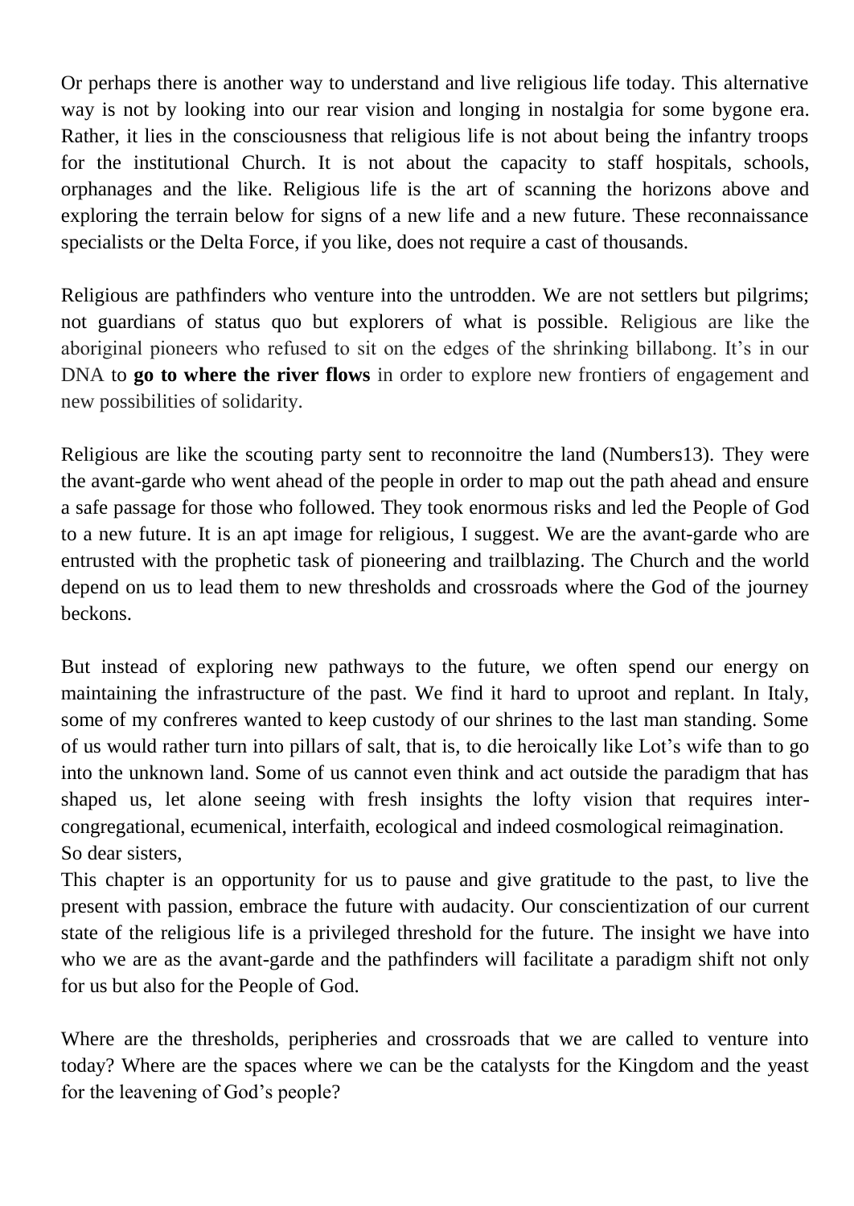Or perhaps there is another way to understand and live religious life today. This alternative way is not by looking into our rear vision and longing in nostalgia for some bygone era. Rather, it lies in the consciousness that religious life is not about being the infantry troops for the institutional Church. It is not about the capacity to staff hospitals, schools, orphanages and the like. Religious life is the art of scanning the horizons above and exploring the terrain below for signs of a new life and a new future. These reconnaissance specialists or the Delta Force, if you like, does not require a cast of thousands.

Religious are pathfinders who venture into the untrodden. We are not settlers but pilgrims; not guardians of status quo but explorers of what is possible. Religious are like the aboriginal pioneers who refused to sit on the edges of the shrinking billabong. It's in our DNA to **go to where the river flows** in order to explore new frontiers of engagement and new possibilities of solidarity.

Religious are like the scouting party sent to reconnoitre the land (Numbers13). They were the avant-garde who went ahead of the people in order to map out the path ahead and ensure a safe passage for those who followed. They took enormous risks and led the People of God to a new future. It is an apt image for religious, I suggest. We are the avant-garde who are entrusted with the prophetic task of pioneering and trailblazing. The Church and the world depend on us to lead them to new thresholds and crossroads where the God of the journey beckons.

But instead of exploring new pathways to the future, we often spend our energy on maintaining the infrastructure of the past. We find it hard to uproot and replant. In Italy, some of my confreres wanted to keep custody of our shrines to the last man standing. Some of us would rather turn into pillars of salt, that is, to die heroically like Lot's wife than to go into the unknown land. Some of us cannot even think and act outside the paradigm that has shaped us, let alone seeing with fresh insights the lofty vision that requires inter-congregational, ecumenical, interfaith, ecological and indeed cosmological reimagination.

So dear sisters,

This chapter is an opportunity for us to pause and give gratitude to the past, to live the present with passion, embrace the future with audacity. Our conscientization of our current state of the religious life is a privileged threshold for the future. The insight we have into who we are as the avant-garde and the pathfinders will facilitate a paradigm shift not only for us but also for the People of God.

Where are the thresholds, peripheries and crossroads that we are called to venture into today? Where are the spaces where we can be the catalysts for the Kingdom and the yeast for the leavening of God's people?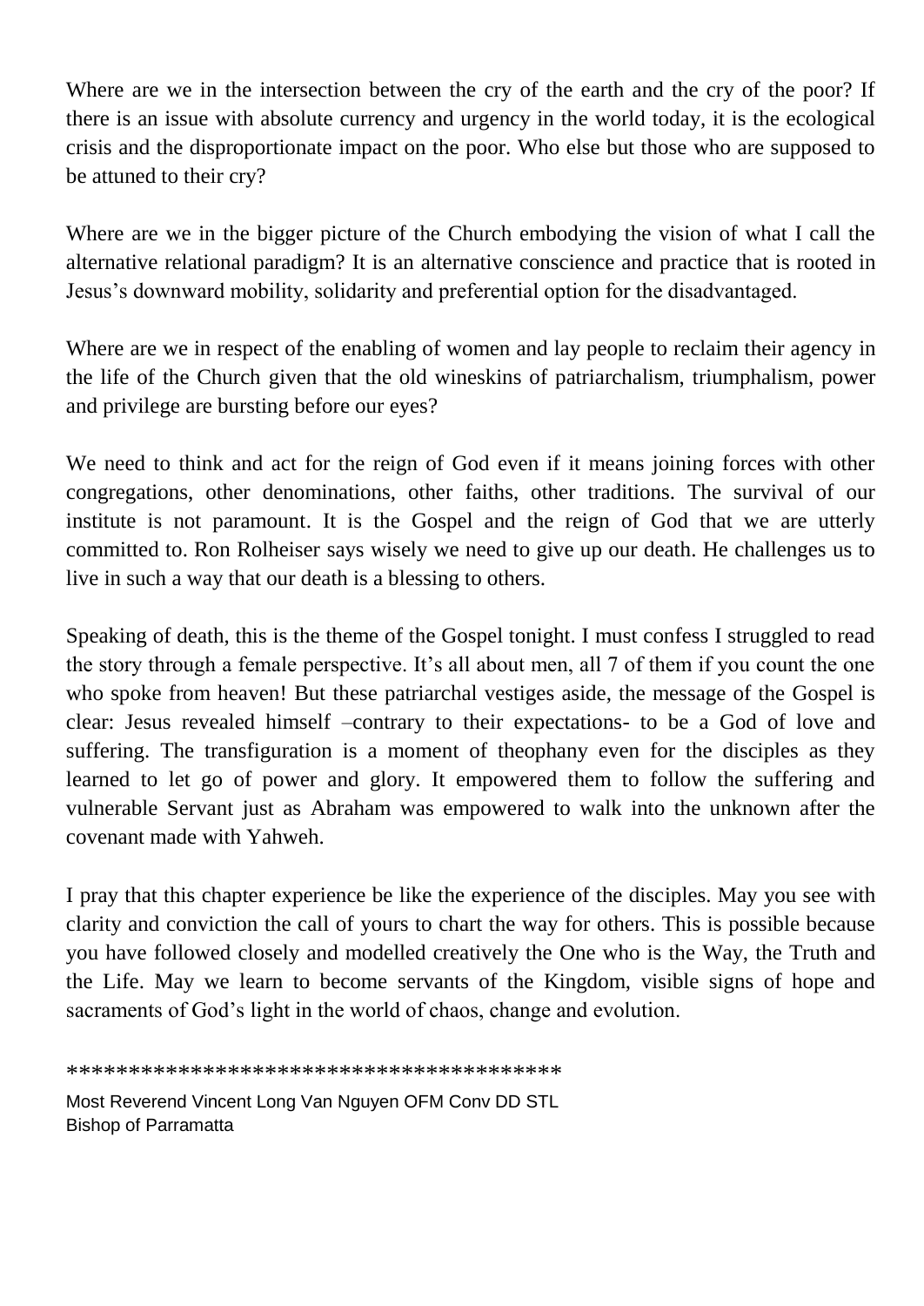Where are we in the intersection between the cry of the earth and the cry of the poor? If there is an issue with absolute currency and urgency in the world today, it is the ecological crisis and the disproportionate impact on the poor. Who else but those who are supposed to be attuned to their cry?

Where are we in the bigger picture of the Church embodying the vision of what I call the alternative relational paradigm? It is an alternative conscience and practice that is rooted in Jesus's downward mobility, solidarity and preferential option for the disadvantaged.

Where are we in respect of the enabling of women and lay people to reclaim their agency in the life of the Church given that the old wineskins of patriarchalism, triumphalism, power and privilege are bursting before our eyes?

We need to think and act for the reign of God even if it means joining forces with other congregations, other denominations, other faiths, other traditions. The survival of our institute is not paramount. It is the Gospel and the reign of God that we are utterly committed to. Ron Rolheiser says wisely we need to give up our death. He challenges us to live in such a way that our death is a blessing to others.

Speaking of death, this is the theme of the Gospel tonight. I must confess I struggled to read the story through a female perspective. It's all about men, all 7 of them if you count the one who spoke from heaven! But these patriarchal vestiges aside, the message of the Gospel is clear: Jesus revealed himself –contrary to their expectations- to be a God of love and suffering. The transfiguration is a moment of theophany even for the disciples as they learned to let go of power and glory. It empowered them to follow the suffering and vulnerable Servant just as Abraham was empowered to walk into the unknown after the covenant made with Yahweh.

I pray that this chapter experience be like the experience of the disciples. May you see with clarity and conviction the call of yours to chart the way for others. This is possible because you have followed closely and modelled creatively the One who is the Way, the Truth and the Life. May we learn to become servants of the Kingdom, visible signs of hope and sacraments of God's light in the world of chaos, change and evolution.

****************************************

Most Reverend Vincent Long Van Nguyen OFM Conv DD STL
Bishop of Parramatta